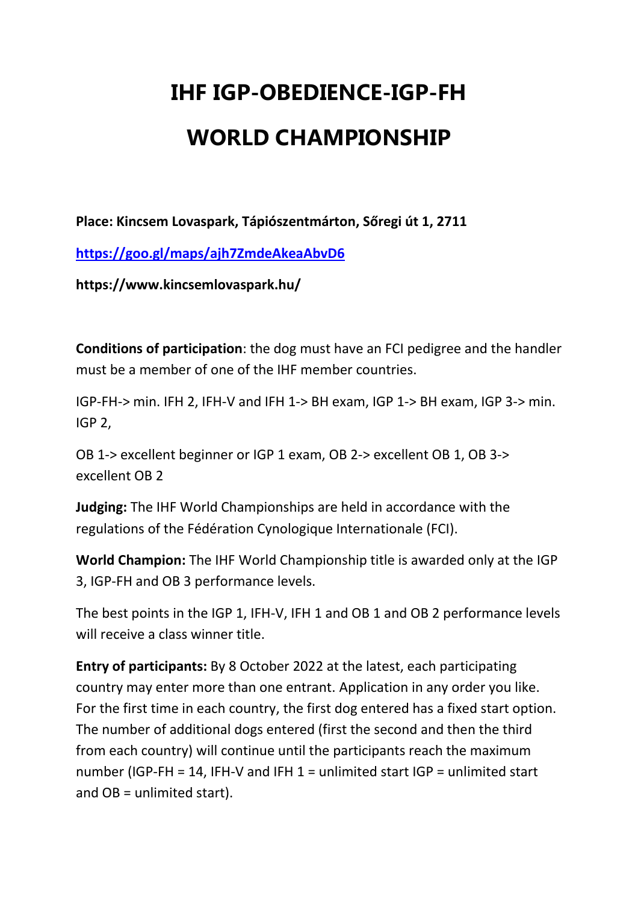# IHF IGP-OBEDIENCE-IGP-FH

# WORLD CHAMPIONSHIP

**Place: Kincsem Lovaspark, Tápiószentmárton, Sőregi út 1, 2711**

**https://goo.gl/maps/ajh7ZmdeAkeaAbvD6**

**https://www.kincsemlovaspark.hu/**

**Conditions of participation**: the dog must have an FCI pedigree and the handler must be a member of one of the IHF member countries.

IGP-FH-> min. IFH 2, IFH-V and IFH 1-> BH exam, IGP 1-> BH exam, IGP 3-> min. IGP 2,

OB 1-> excellent beginner or IGP 1 exam, OB 2-> excellent OB 1, OB 3-> excellent OB 2

**Judging:** The IHF World Championships are held in accordance with the regulations of the Fédération Cynologique Internationale (FCI).

**World Champion:** The IHF World Championship title is awarded only at the IGP 3, IGP-FH and OB 3 performance levels.

The best points in the IGP 1, IFH-V, IFH 1 and OB 1 and OB 2 performance levels will receive a class winner title.

**Entry of participants:** By 8 October 2022 at the latest, each participating country may enter more than one entrant. Application in any order you like. For the first time in each country, the first dog entered has a fixed start option. The number of additional dogs entered (first the second and then the third from each country) will continue until the participants reach the maximum number (IGP-FH = 14, IFH-V and IFH 1 = unlimited start IGP = unlimited start and OB = unlimited start).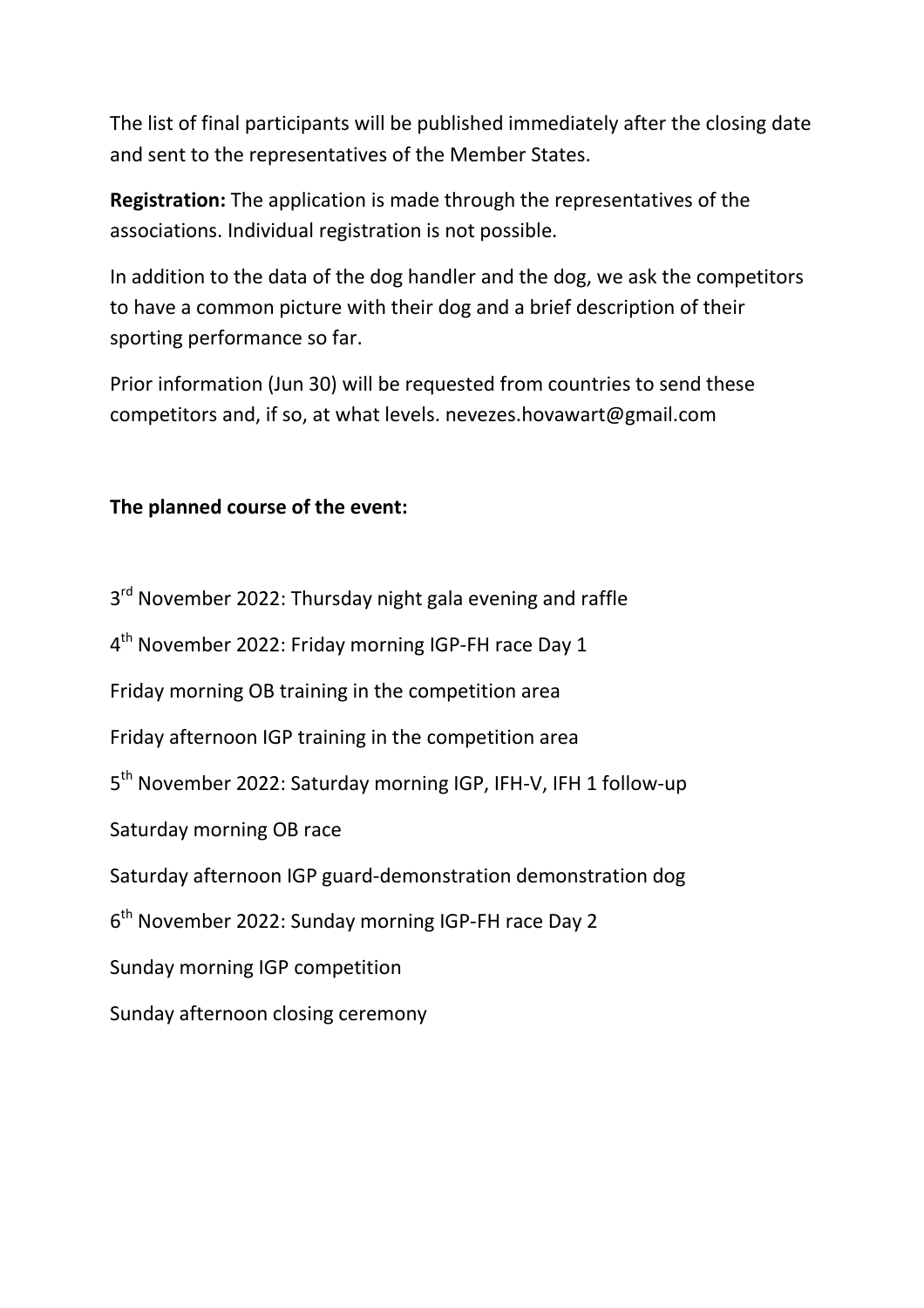The list of final participants will be published immediately after the closing date and sent to the representatives of the Member States.

**Registration:** The application is made through the representatives of the associations. Individual registration is not possible.

In addition to the data of the dog handler and the dog, we ask the competitors to have a common picture with their dog and a brief description of their sporting performance so far.

Prior information (Jun 30) will be requested from countries to send these competitors and, if so, at what levels. nevezes.hovawart@gmail.com

**The planned course of the event:**

3rd November 2022: Thursday night gala evening and raffle

4th November 2022: Friday morning IGP-FH race Day 1

Friday morning OB training in the competition area

Friday afternoon IGP training in the competition area

5th November 2022: Saturday morning IGP, IFH-V, IFH 1 follow-up

Saturday morning OB race

Saturday afternoon IGP guard-demonstration demonstration dog

6th November 2022: Sunday morning IGP-FH race Day 2

Sunday morning IGP competition

Sunday afternoon closing ceremony